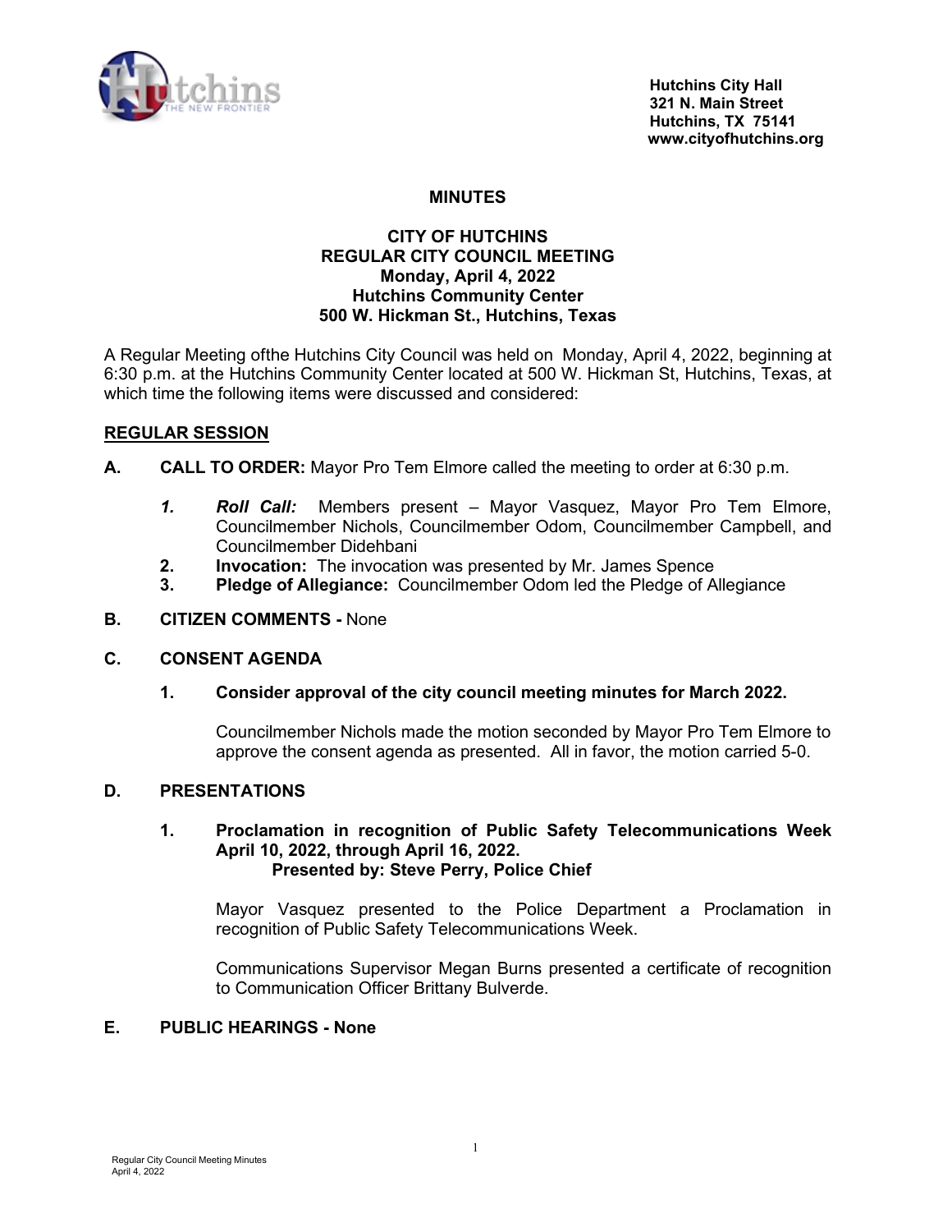Hutchins City Hall
321 N. Main Street
Hutchins, TX 75141
www.cityofhutchins.org

# MINUTES

## CITY OF HUTCHINS
## REGULAR CITY COUNCIL MEETING
## Monday, April 4, 2022
## Hutchins Community Center
## 500 W. Hickman St., Hutchins, Texas

A Regular Meeting ofthe Hutchins City Council was held on Monday, April 4, 2022, beginning at 6:30 p.m. at the Hutchins Community Center located at 500 W. Hickman St, Hutchins, Texas, at which time the following items were discussed and considered:

**REGULAR SESSION**

**A. CALL TO ORDER:** Mayor Pro Tem Elmore called the meeting to order at 6:30 p.m.

1. ***Roll Call:*** Members present – Mayor Vasquez, Mayor Pro Tem Elmore, Councilmember Nichols, Councilmember Odom, Councilmember Campbell, and Councilmember Didehbani
2. **Invocation:** The invocation was presented by Mr. James Spence
3. **Pledge of Allegiance:** Councilmember Odom led the Pledge of Allegiance

**B. CITIZEN COMMENTS -** None

**C. CONSENT AGENDA**

1. **Consider approval of the city council meeting minutes for March 2022.**

   Councilmember Nichols made the motion seconded by Mayor Pro Tem Elmore to approve the consent agenda as presented. All in favor, the motion carried 5-0.

**D. PRESENTATIONS**

1. **Proclamation in recognition of Public Safety Telecommunications Week April 10, 2022, through April 16, 2022.**
   **Presented by: Steve Perry, Police Chief**

   Mayor Vasquez presented to the Police Department a Proclamation in recognition of Public Safety Telecommunications Week.

   Communications Supervisor Megan Burns presented a certificate of recognition to Communication Officer Brittany Bulverde.

**E. PUBLIC HEARINGS - None**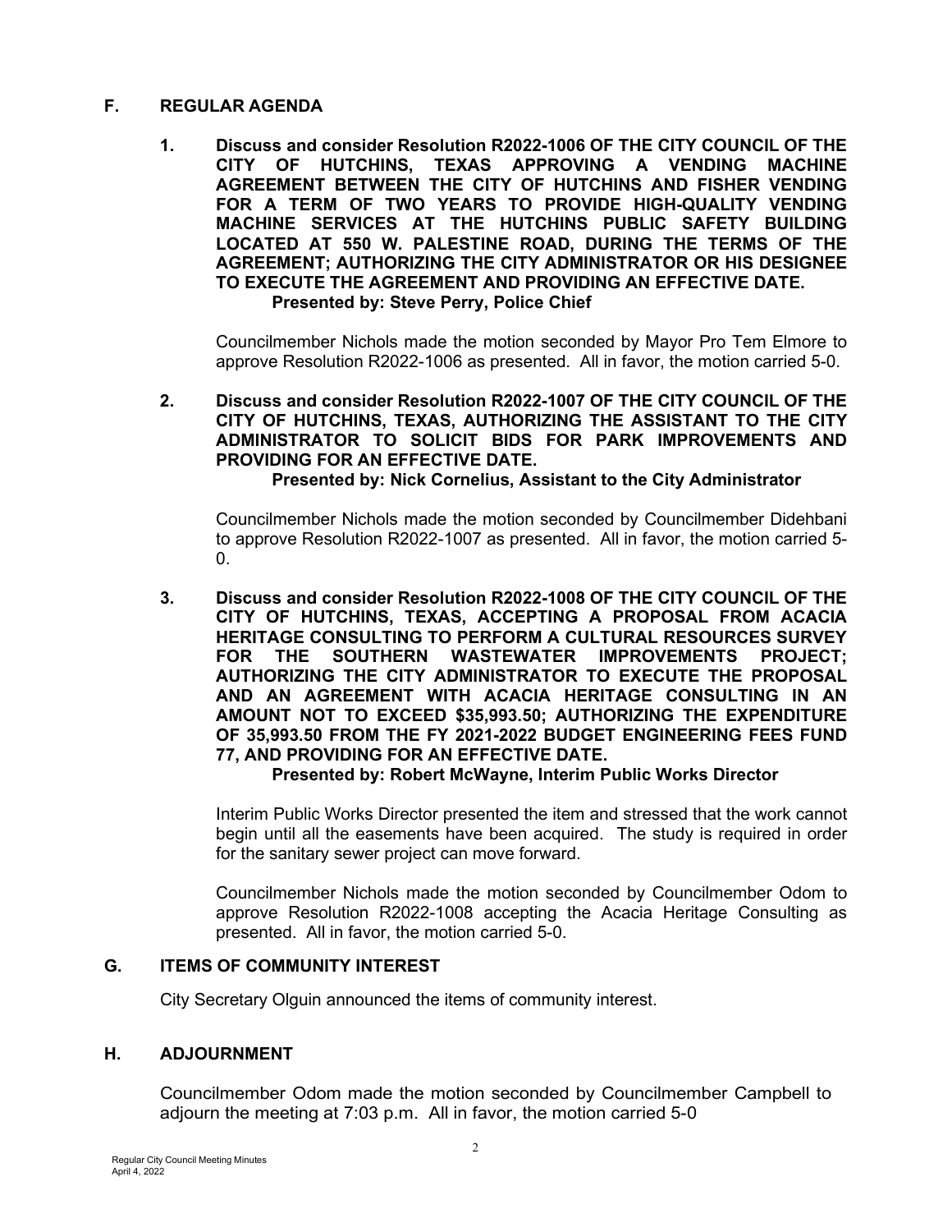## F. REGULAR AGENDA

1. **Discuss and consider Resolution R2022-1006 OF THE CITY COUNCIL OF THE CITY OF HUTCHINS, TEXAS APPROVING A VENDING MACHINE AGREEMENT BETWEEN THE CITY OF HUTCHINS AND FISHER VENDING FOR A TERM OF TWO YEARS TO PROVIDE HIGH-QUALITY VENDING MACHINE SERVICES AT THE HUTCHINS PUBLIC SAFETY BUILDING LOCATED AT 550 W. PALESTINE ROAD, DURING THE TERMS OF THE AGREEMENT; AUTHORIZING THE CITY ADMINISTRATOR OR HIS DESIGNEE TO EXECUTE THE AGREEMENT AND PROVIDING AN EFFECTIVE DATE.**
   **Presented by: Steve Perry, Police Chief**

   Councilmember Nichols made the motion seconded by Mayor Pro Tem Elmore to approve Resolution R2022-1006 as presented. All in favor, the motion carried 5-0.

2. **Discuss and consider Resolution R2022-1007 OF THE CITY COUNCIL OF THE CITY OF HUTCHINS, TEXAS, AUTHORIZING THE ASSISTANT TO THE CITY ADMINISTRATOR TO SOLICIT BIDS FOR PARK IMPROVEMENTS AND PROVIDING FOR AN EFFECTIVE DATE.**
   **Presented by: Nick Cornelius, Assistant to the City Administrator**

   Councilmember Nichols made the motion seconded by Councilmember Didehbani to approve Resolution R2022-1007 as presented. All in favor, the motion carried 5-0.

3. **Discuss and consider Resolution R2022-1008 OF THE CITY COUNCIL OF THE CITY OF HUTCHINS, TEXAS, ACCEPTING A PROPOSAL FROM ACACIA HERITAGE CONSULTING TO PERFORM A CULTURAL RESOURCES SURVEY FOR THE SOUTHERN WASTEWATER IMPROVEMENTS PROJECT; AUTHORIZING THE CITY ADMINISTRATOR TO EXECUTE THE PROPOSAL AND AN AGREEMENT WITH ACACIA HERITAGE CONSULTING IN AN AMOUNT NOT TO EXCEED $35,993.50; AUTHORIZING THE EXPENDITURE OF 35,993.50 FROM THE FY 2021-2022 BUDGET ENGINEERING FEES FUND 77, AND PROVIDING FOR AN EFFECTIVE DATE.**
   **Presented by: Robert McWayne, Interim Public Works Director**

   Interim Public Works Director presented the item and stressed that the work cannot begin until all the easements have been acquired. The study is required in order for the sanitary sewer project can move forward.

   Councilmember Nichols made the motion seconded by Councilmember Odom to approve Resolution R2022-1008 accepting the Acacia Heritage Consulting as presented. All in favor, the motion carried 5-0.

## G. ITEMS OF COMMUNITY INTEREST

City Secretary Olguin announced the items of community interest.

## H. ADJOURNMENT

Councilmember Odom made the motion seconded by Councilmember Campbell to adjourn the meeting at 7:03 p.m. All in favor, the motion carried 5-0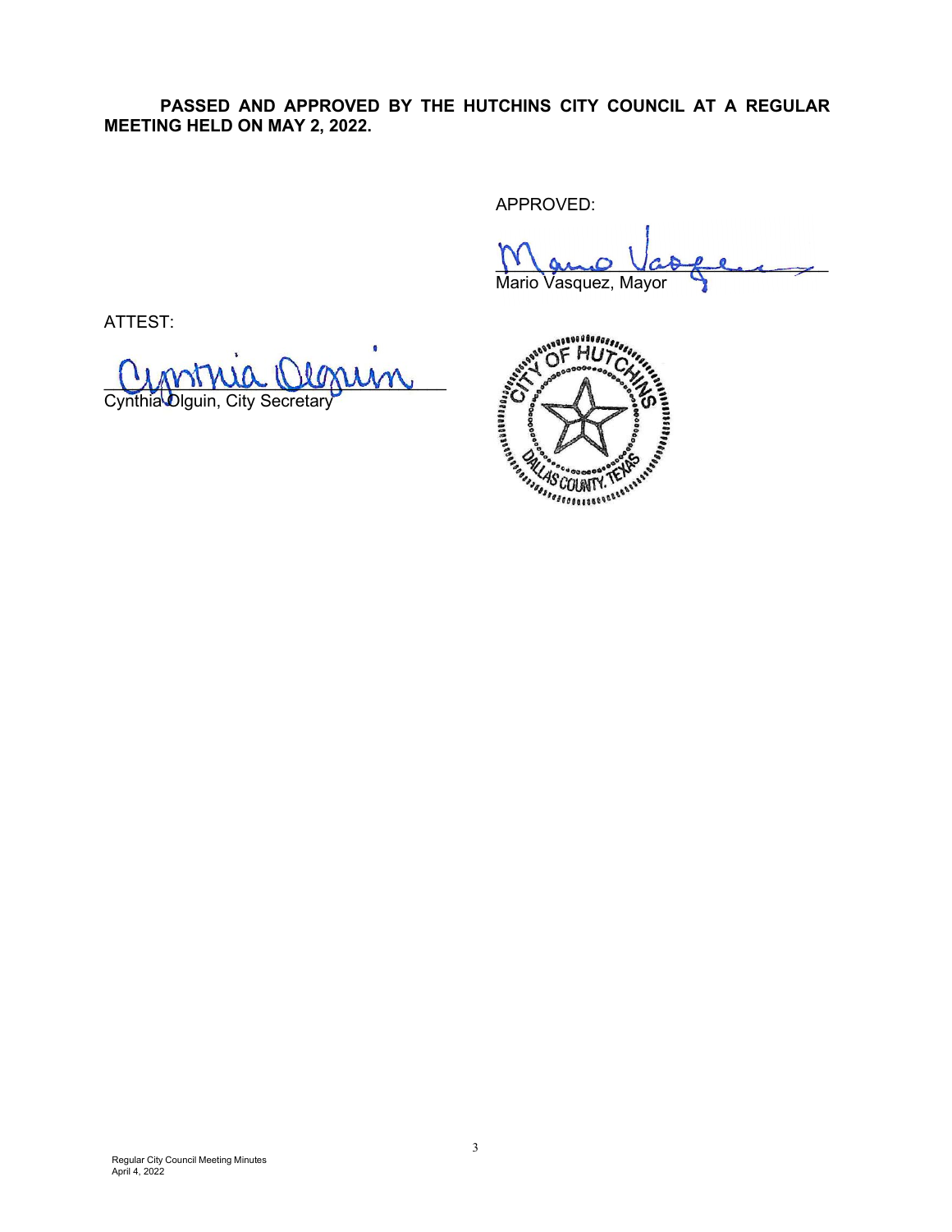**PASSED AND APPROVED BY THE HUTCHINS CITY COUNCIL AT A REGULAR MEETING HELD ON MAY 2, 2022.**

APPROVED:

Mario Vasquez, Mayor

ATTEST:

Cynthia Olguin, City Secretary

CITY OF HUTCHINS

DALLAS COUNTY, TEXAS

Regular City Council Meeting Minutes
April 4, 2022